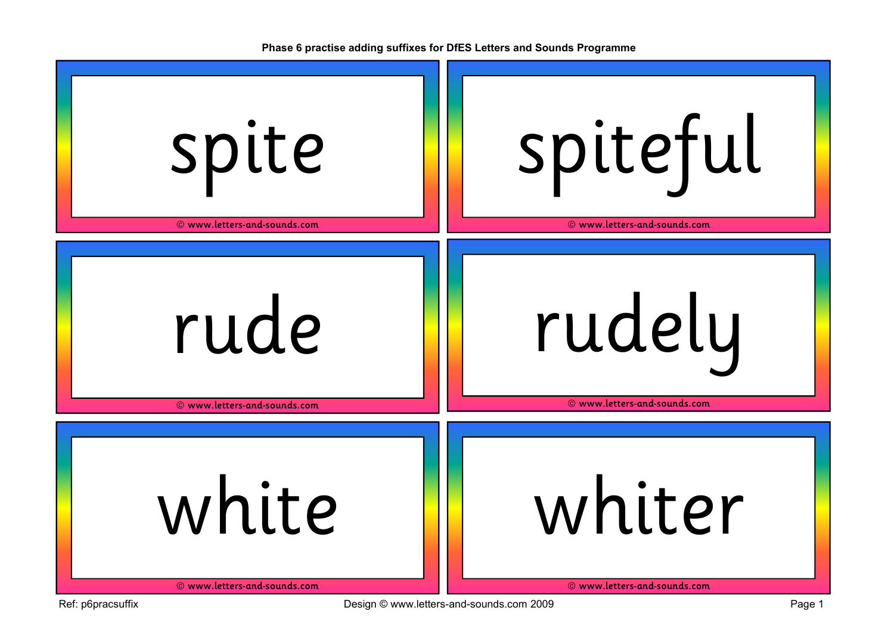Phase 6 practise adding suffixes for DfES Letters and Sounds Programme

spite

© www.letters-and-sounds.com

spiteful

© www.letters-and-sounds.com

rude

© www.letters-and-sounds.com

rudely

© www.letters-and-sounds.com

white

© www.letters-and-sounds.com

whiter

© www.letters-and-sounds.com

Ref: p6pracsuffix

Design © www.letters-and-sounds.com 2009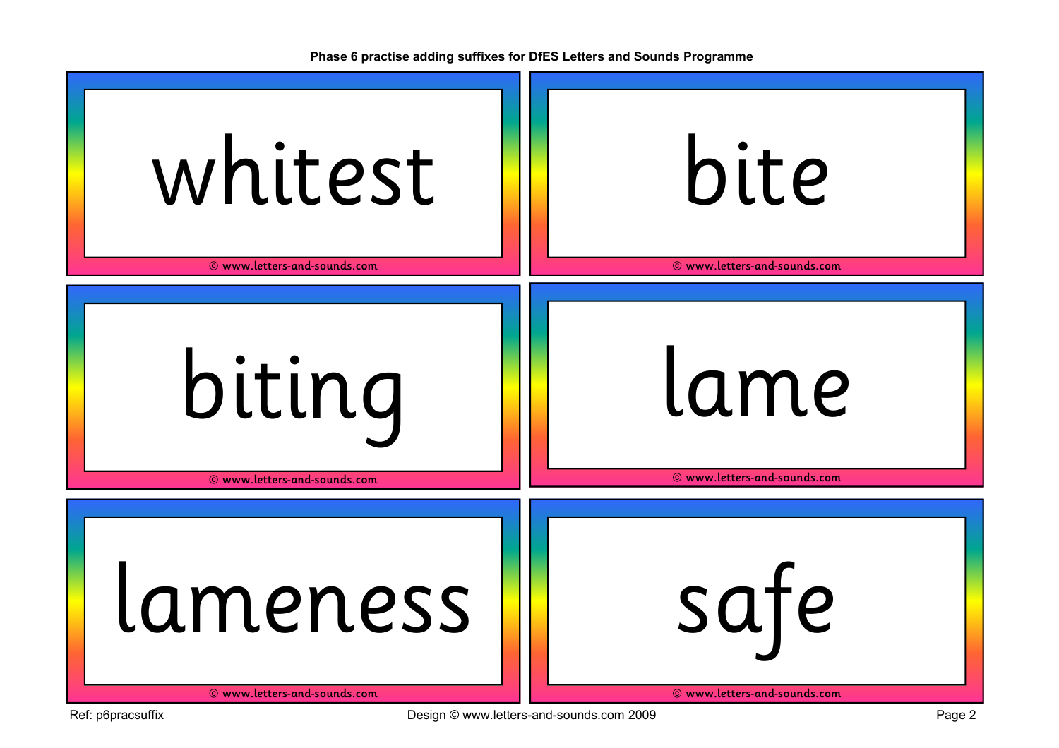whitest

bite

biting

lame

lameness

safe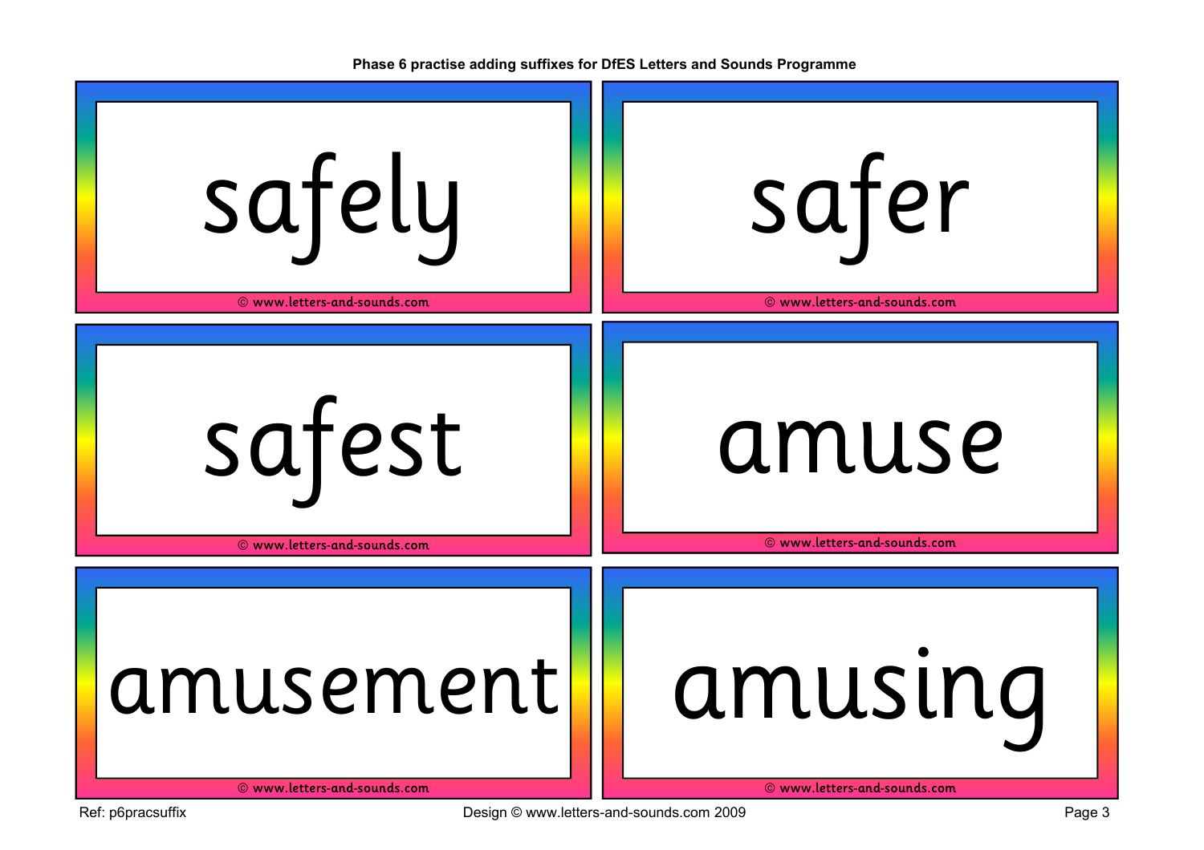Phase 6 practise adding suffixes for DfES Letters and Sounds Programme

safely

© www.letters-and-sounds.com

safer

© www.letters-and-sounds.com

safest

© www.letters-and-sounds.com

amuse

© www.letters-and-sounds.com

amusement

© www.letters-and-sounds.com

amusing

© www.letters-and-sounds.com

Ref: p6pracsuffix

Design © www.letters-and-sounds.com 2009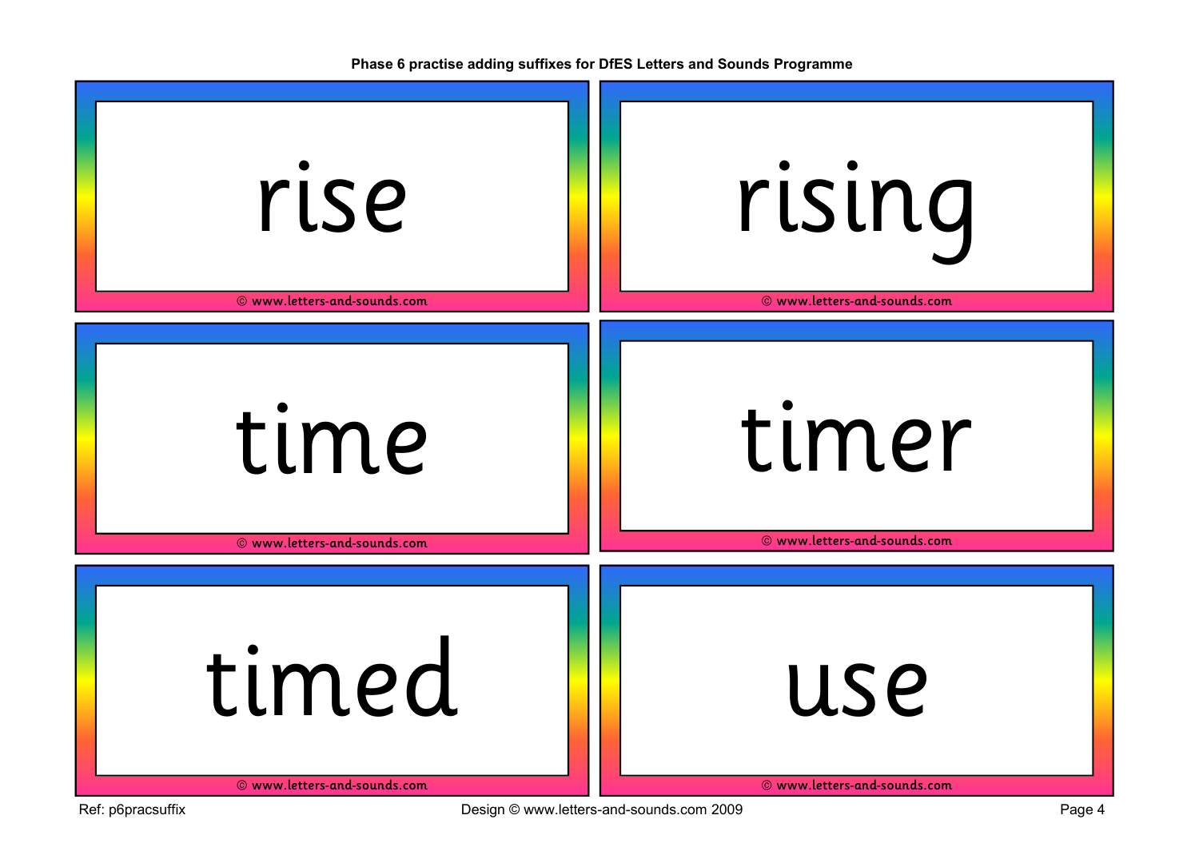rise

© www.letters-and-sounds.com

rising

© www.letters-and-sounds.com

time

© www.letters-and-sounds.com

timer

© www.letters-and-sounds.com

timed

© www.letters-and-sounds.com

use

© www.letters-and-sounds.com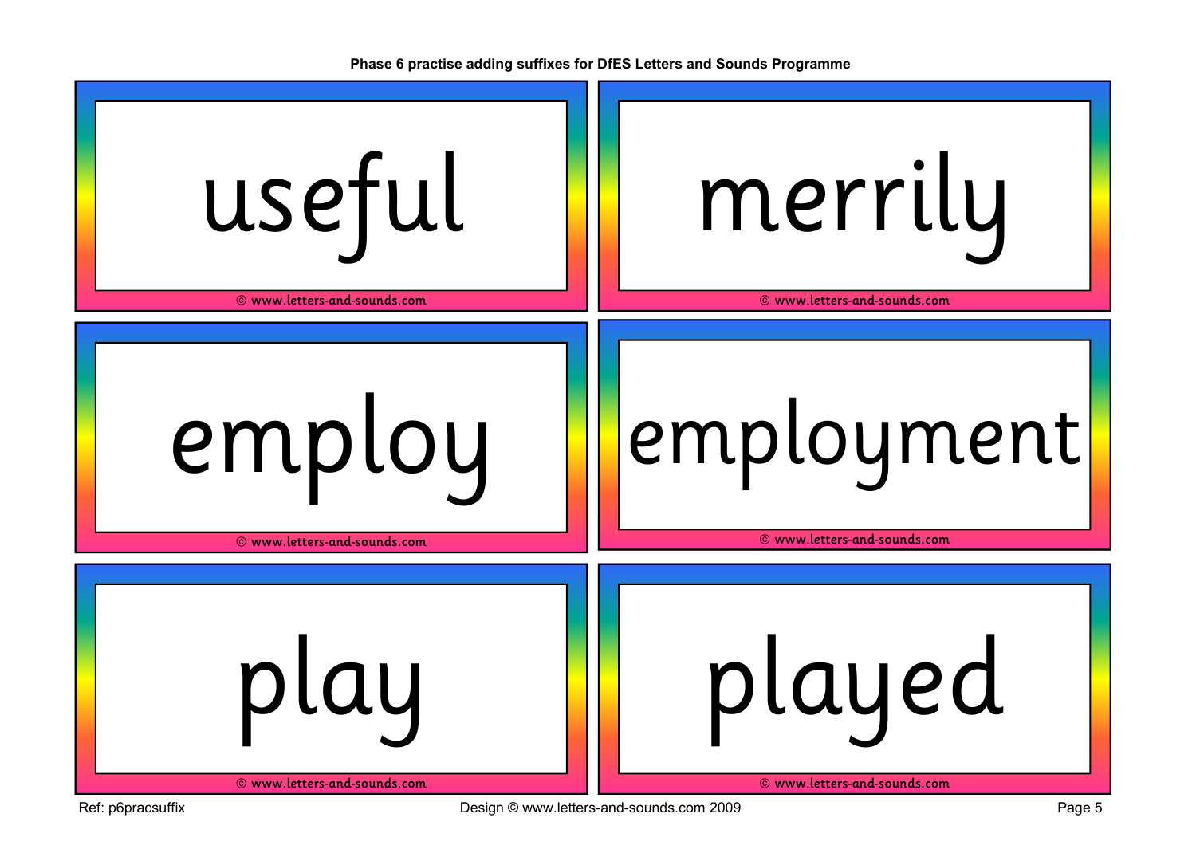useful

© www.letters-and-sounds.com

merrily

© www.letters-and-sounds.com

employ

© www.letters-and-sounds.com

employment

© www.letters-and-sounds.com

play

© www.letters-and-sounds.com

played

© www.letters-and-sounds.com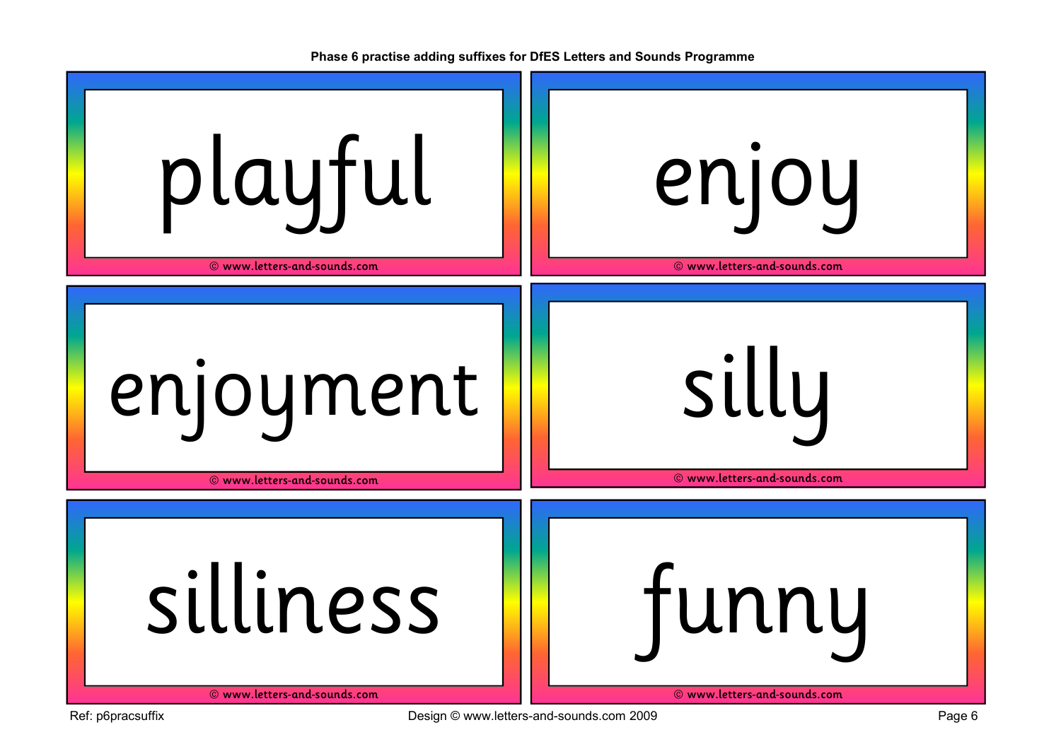playful

enjoy

enjoyment

silly

silliness

funny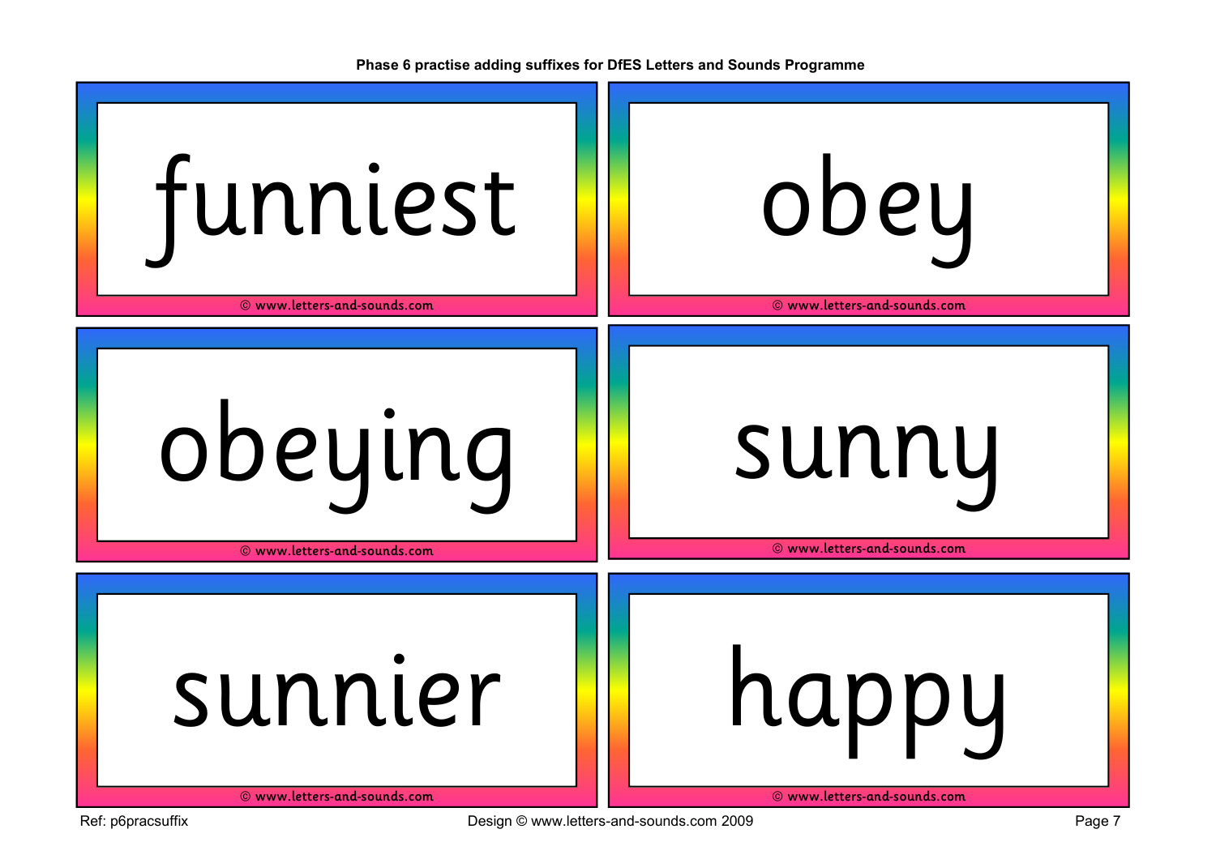Phase 6 practise adding suffixes for DfES Letters and Sounds Programme

funniest

© www.letters-and-sounds.com

obey

© www.letters-and-sounds.com

obeying

© www.letters-and-sounds.com

sunny

© www.letters-and-sounds.com

sunnier

© www.letters-and-sounds.com

happy

© www.letters-and-sounds.com

Ref: p6pracsuffix

Design © www.letters-and-sounds.com 2009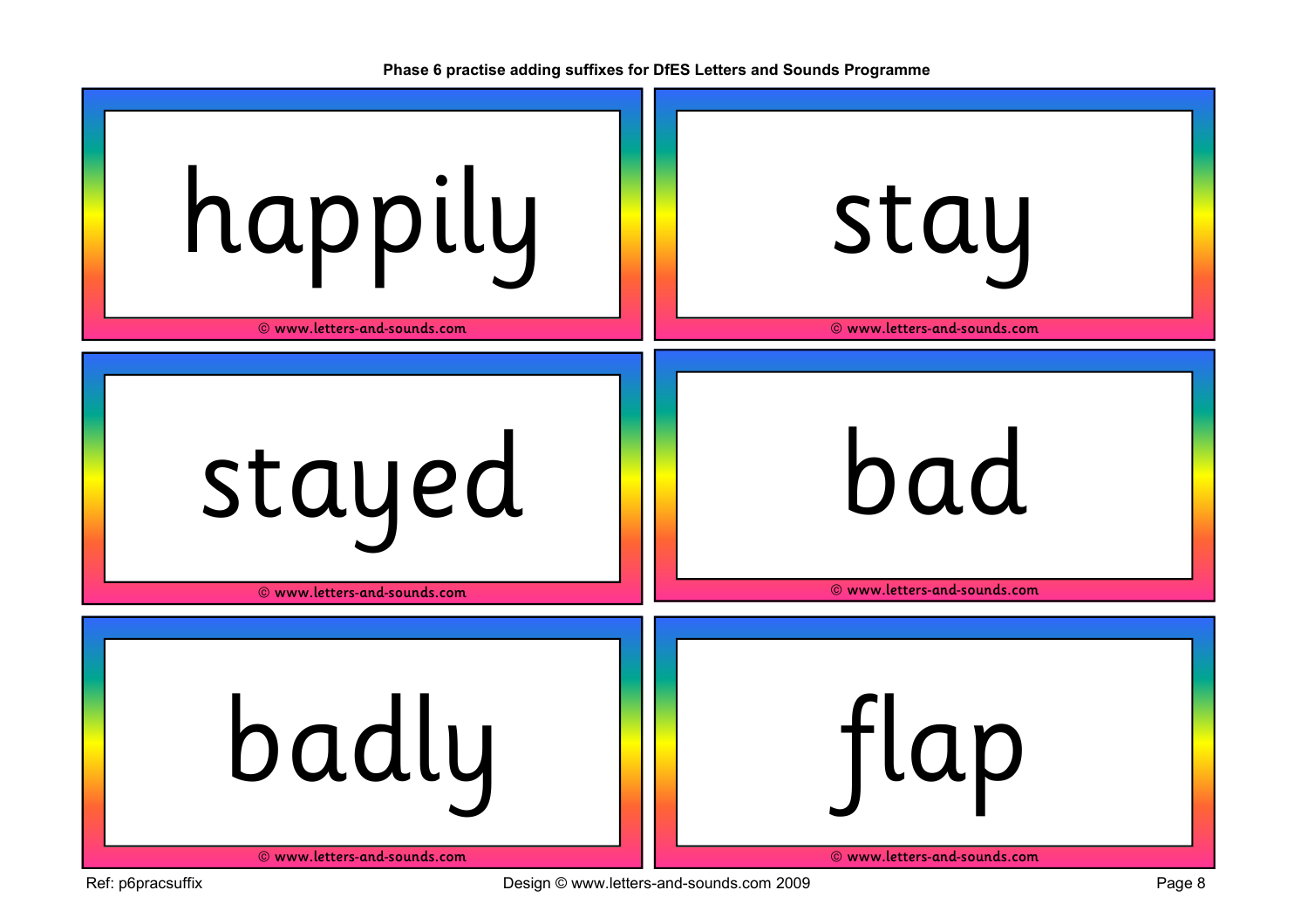happily

stay

stayed

bad

badly

flap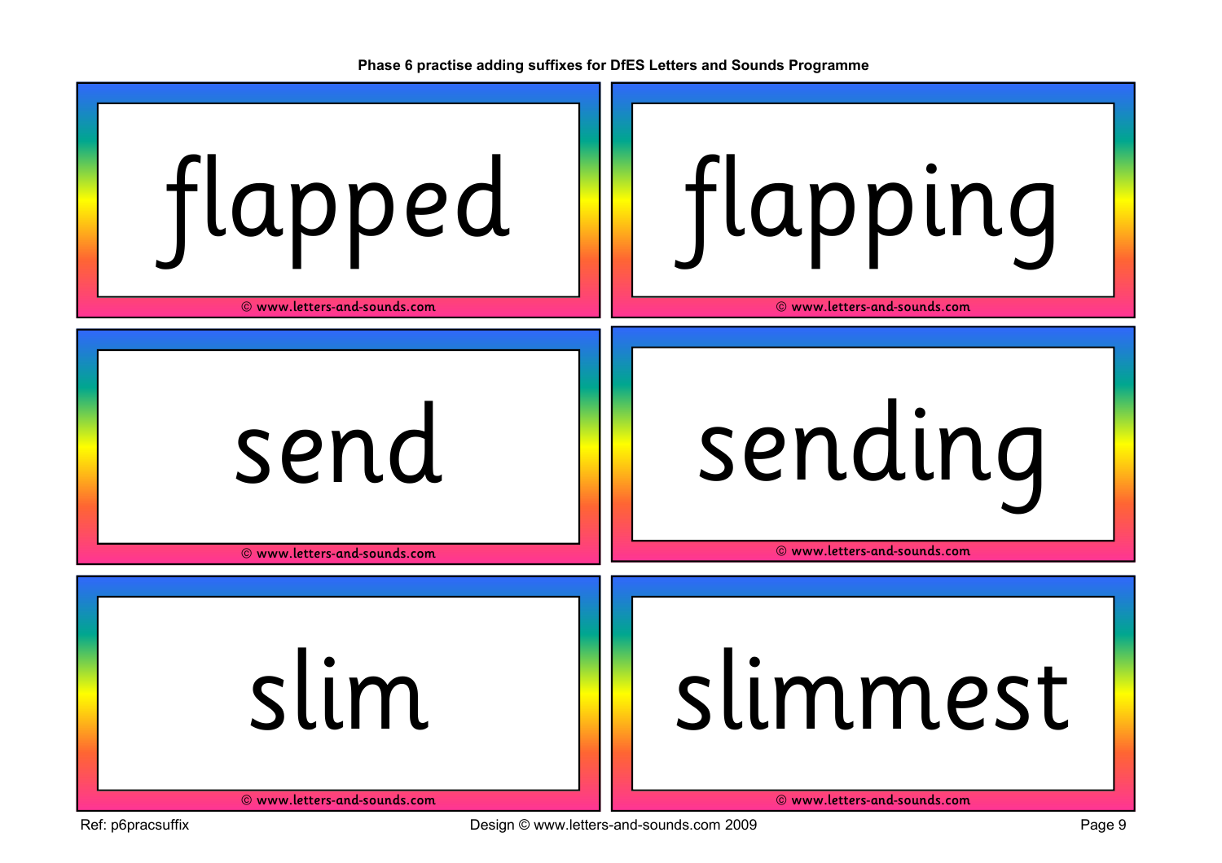flapped

flapping

send

sending

slim

slimmest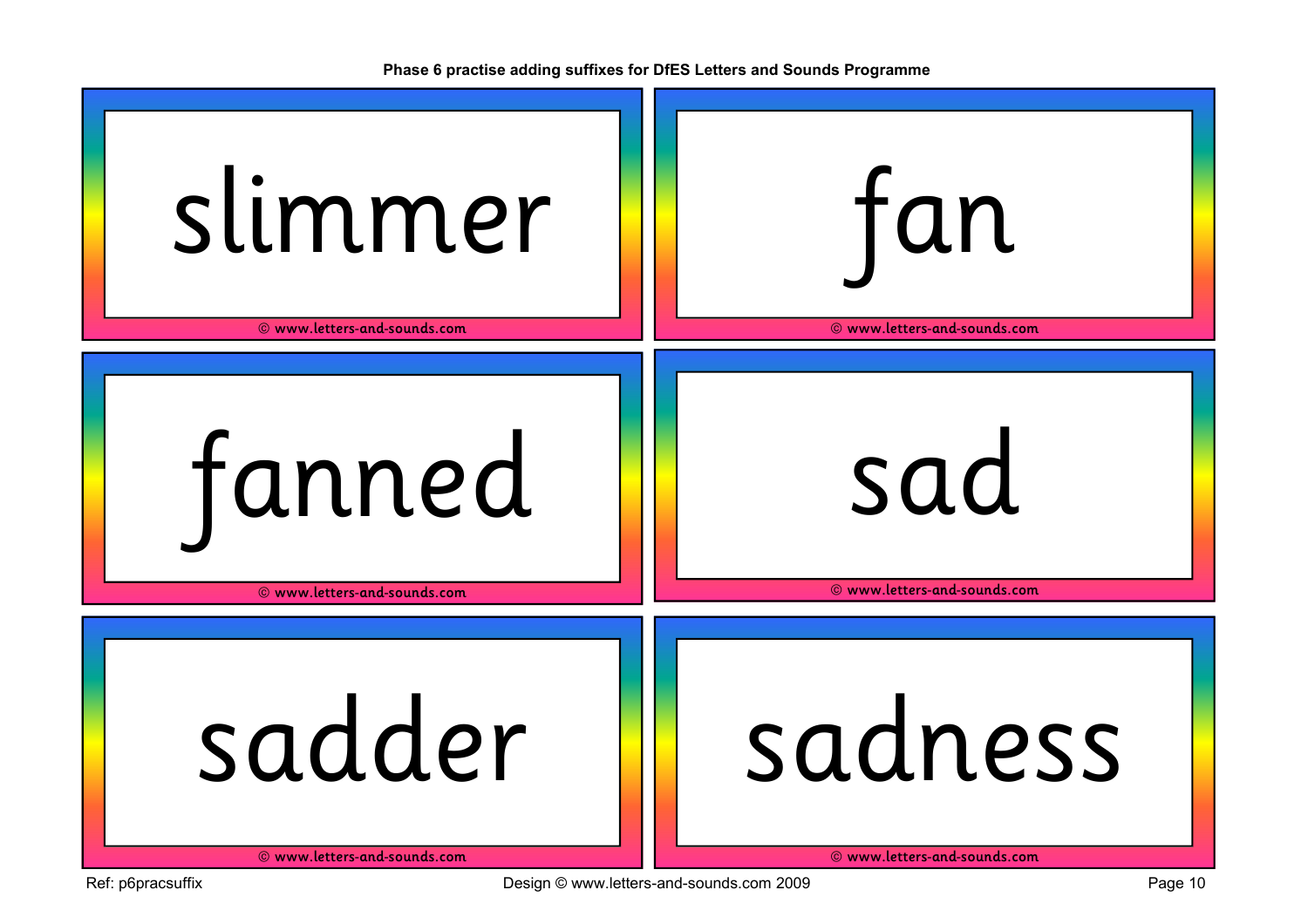Phase 6 practise adding suffixes for DfES Letters and Sounds Programme

slimmer

© www.letters-and-sounds.com

fan

© www.letters-and-sounds.com

fanned

© www.letters-and-sounds.com

sad

© www.letters-and-sounds.com

sadder

© www.letters-and-sounds.com

sadness

© www.letters-and-sounds.com

Ref: p6pracsuffix

Design © www.letters-and-sounds.com 2009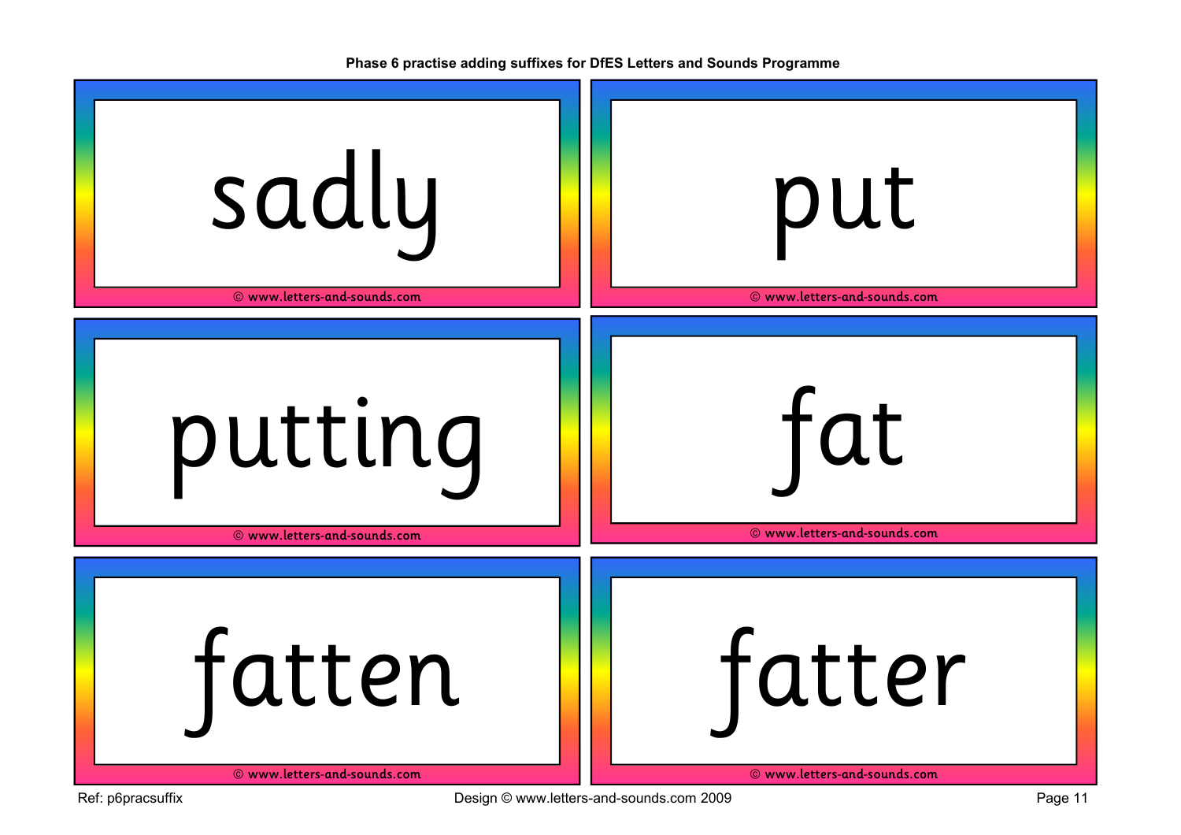Phase 6 practise adding suffixes for DfES Letters and Sounds Programme

sadly

© www.letters-and-sounds.com

put

© www.letters-and-sounds.com

putting

© www.letters-and-sounds.com

fat

© www.letters-and-sounds.com

fatten

© www.letters-and-sounds.com

fatter

© www.letters-and-sounds.com

Ref: p6pracsuffix

Design © www.letters-and-sounds.com 2009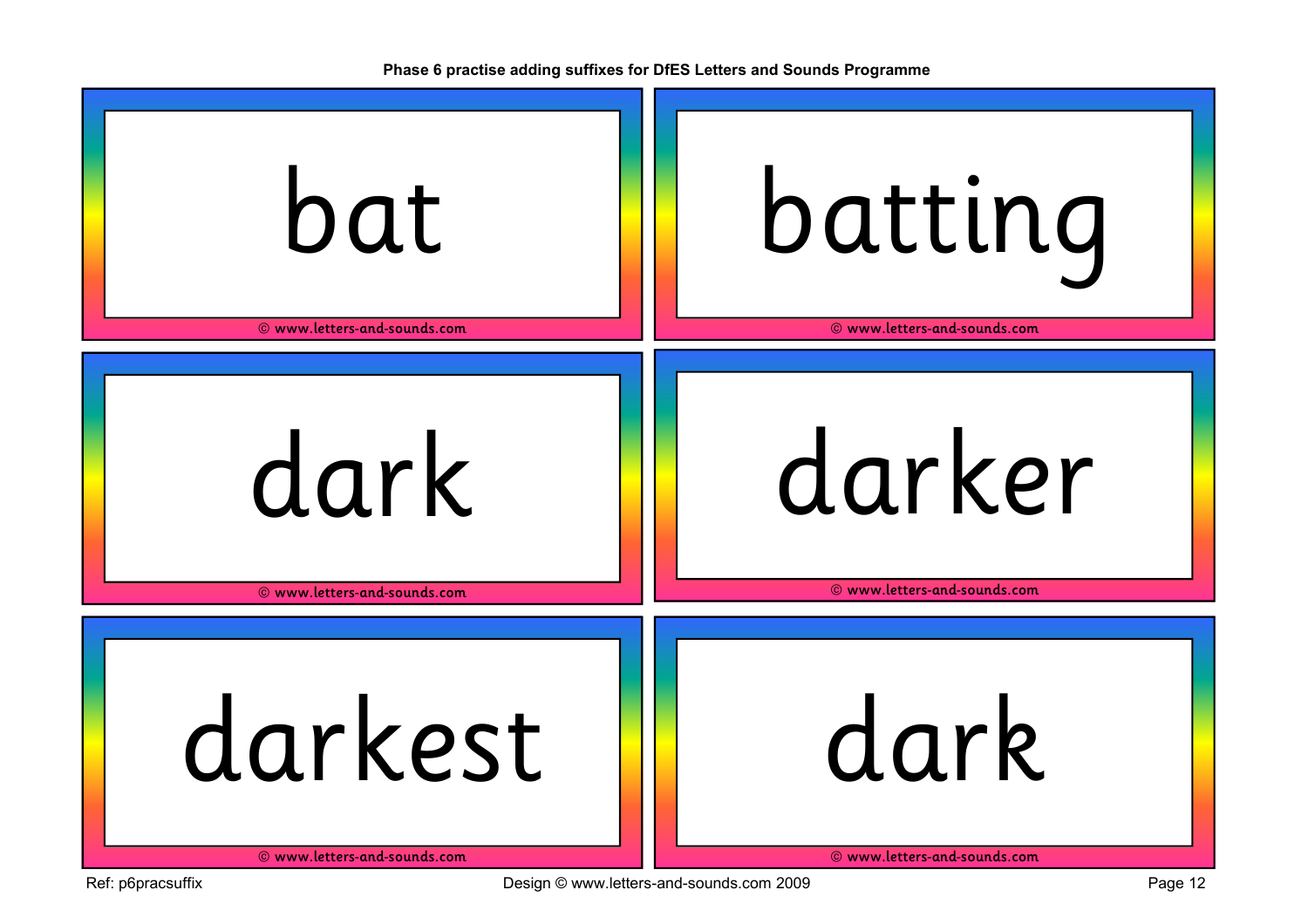Phase 6 practise adding suffixes for DfES Letters and Sounds Programme

bat

© www.letters-and-sounds.com

batting

© www.letters-and-sounds.com

dark

© www.letters-and-sounds.com

darker

© www.letters-and-sounds.com

darkest

© www.letters-and-sounds.com

dark

© www.letters-and-sounds.com

Ref: p6pracsuffix

Design © www.letters-and-sounds.com 2009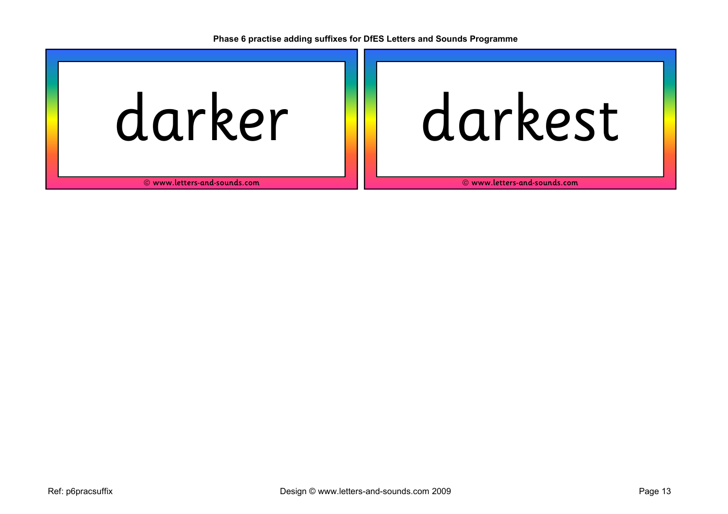**Phase 6 practise adding suffixes for DfES Letters and Sounds Programme**

darker

© www.letters-and-sounds.com

darkest

© www.letters-and-sounds.com